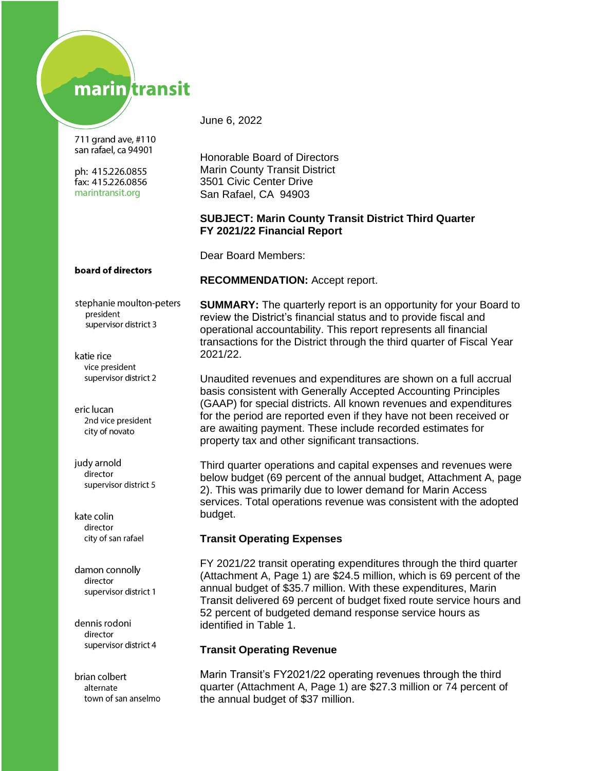marin transit

711 grand ave, #110
san rafael, ca 94901

ph: 415.226.0855
fax: 415.226.0856
marintransit.org

**board of directors**

stephanie moulton-peters
president
supervisor district 3

katie rice
vice president
supervisor district 2

eric lucan
2nd vice president
city of novato

judy arnold
director
supervisor district 5

kate colin
director
city of san rafael

damon connolly
director
supervisor district 1

dennis rodoni
director
supervisor district 4

brian colbert
alternate
town of san anselmo

June 6, 2022

Honorable Board of Directors
Marin County Transit District
3501 Civic Center Drive
San Rafael, CA 94903

**SUBJECT: Marin County Transit District Third Quarter FY 2021/22 Financial Report**

Dear Board Members:

**RECOMMENDATION:** Accept report.

**SUMMARY:** The quarterly report is an opportunity for your Board to review the District's financial status and to provide fiscal and operational accountability. This report represents all financial transactions for the District through the third quarter of Fiscal Year 2021/22.

Unaudited revenues and expenditures are shown on a full accrual basis consistent with Generally Accepted Accounting Principles (GAAP) for special districts. All known revenues and expenditures for the period are reported even if they have not been received or are awaiting payment. These include recorded estimates for property tax and other significant transactions.

Third quarter operations and capital expenses and revenues were below budget (69 percent of the annual budget, Attachment A, page 2). This was primarily due to lower demand for Marin Access services. Total operations revenue was consistent with the adopted budget.

### Transit Operating Expenses

FY 2021/22 transit operating expenditures through the third quarter (Attachment A, Page 1) are $24.5 million, which is 69 percent of the annual budget of $35.7 million. With these expenditures, Marin Transit delivered 69 percent of budget fixed route service hours and 52 percent of budgeted demand response service hours as identified in Table 1.

### Transit Operating Revenue

Marin Transit's FY2021/22 operating revenues through the third quarter (Attachment A, Page 1) are $27.3 million or 74 percent of the annual budget of $37 million.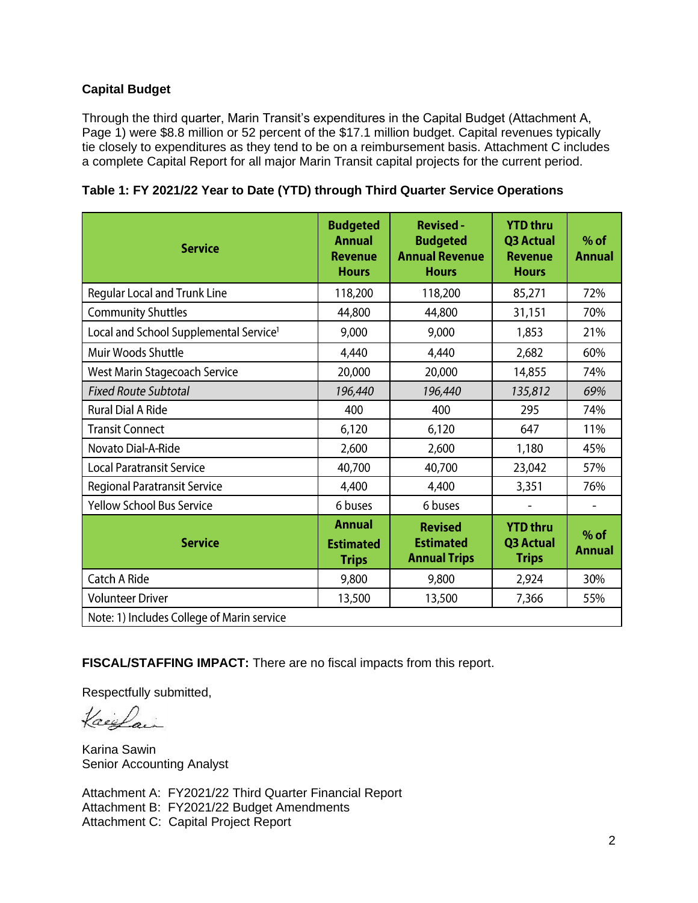**Capital Budget**

Through the third quarter, Marin Transit's expenditures in the Capital Budget (Attachment A, Page 1) were \$8.8 million or 52 percent of the \$17.1 million budget. Capital revenues typically tie closely to expenditures as they tend to be on a reimbursement basis. Attachment C includes a complete Capital Report for all major Marin Transit capital projects for the current period.

**Table 1: FY 2021/22 Year to Date (YTD) through Third Quarter Service Operations**

| Service | Budgeted Annual Revenue Hours | Revised - Budgeted Annual Revenue Hours | YTD thru Q3 Actual Revenue Hours | % of Annual |
|---|---|---|---|---|
| Regular Local and Trunk Line | 118,200 | 118,200 | 85,271 | 72% |
| Community Shuttles | 44,800 | 44,800 | 31,151 | 70% |
| Local and School Supplemental Service[1] | 9,000 | 9,000 | 1,853 | 21% |
| Muir Woods Shuttle | 4,440 | 4,440 | 2,682 | 60% |
| West Marin Stagecoach Service | 20,000 | 20,000 | 14,855 | 74% |
| *Fixed Route Subtotal* | *196,440* | *196,440* | *135,812* | *69%* |
| Rural Dial A Ride | 400 | 400 | 295 | 74% |
| Transit Connect | 6,120 | 6,120 | 647 | 11% |
| Novato Dial-A-Ride | 2,600 | 2,600 | 1,180 | 45% |
| Local Paratransit Service | 40,700 | 40,700 | 23,042 | 57% |
| Regional Paratransit Service | 4,400 | 4,400 | 3,351 | 76% |
| Yellow School Bus Service | 6 buses | 6 buses | - | - |
| **Service** | **Annual Estimated Trips** | **Revised Estimated Annual Trips** | **YTD thru Q3 Actual Trips** | **% of Annual** |
| Catch A Ride | 9,800 | 9,800 | 2,924 | 30% |
| Volunteer Driver | 13,500 | 13,500 | 7,366 | 55% |
| Note: 1) Includes College of Marin service | | | | |

**FISCAL/STAFFING IMPACT:** There are no fiscal impacts from this report.

Respectfully submitted,

Karina Sawin
Senior Accounting Analyst

Attachment A: FY2021/22 Third Quarter Financial Report
Attachment B: FY2021/22 Budget Amendments
Attachment C: Capital Project Report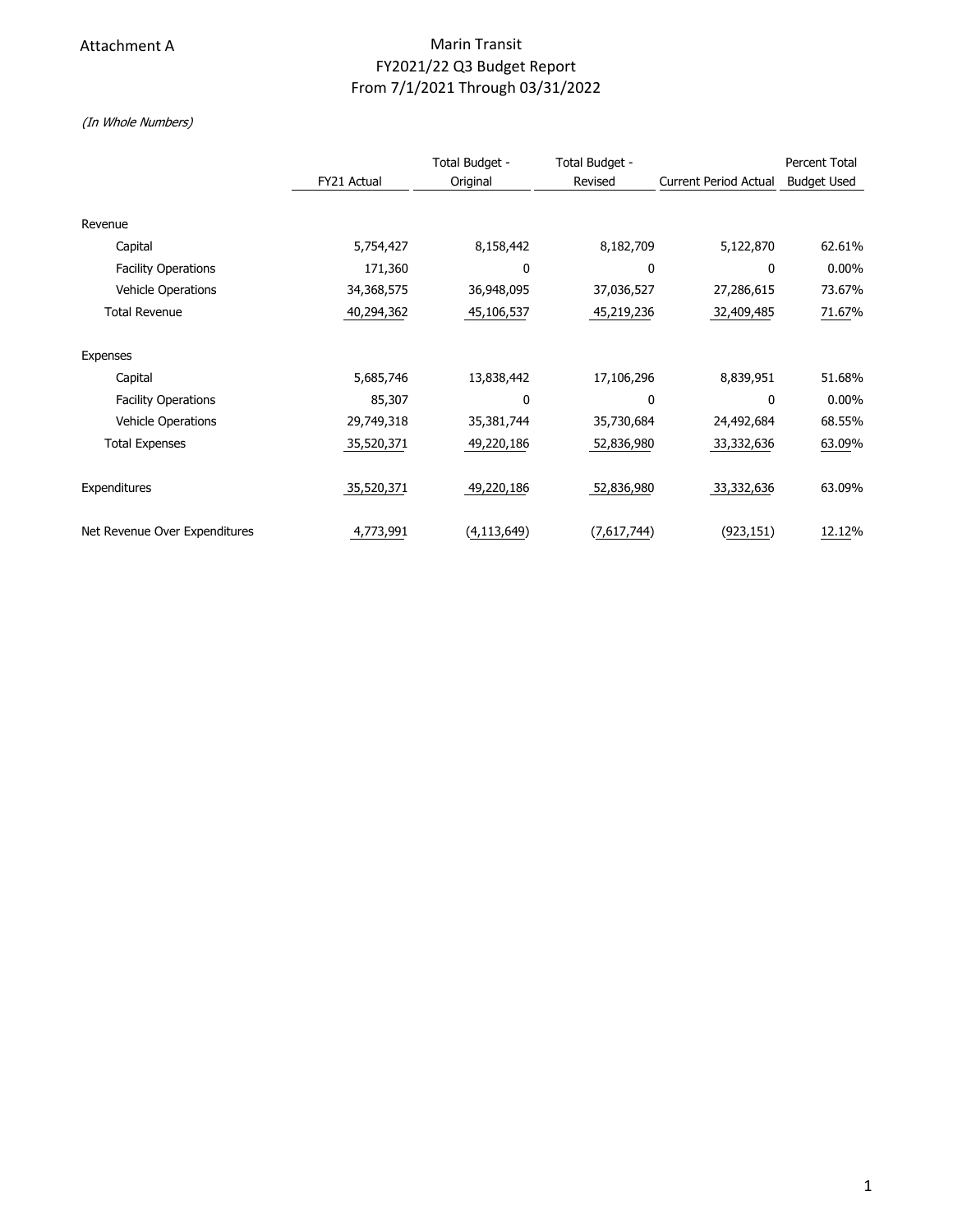Attachment A

# Marin Transit
## FY2021/22 Q3 Budget Report
### From 7/1/2021 Through 03/31/2022

*(In Whole Numbers)*

| | FY21 Actual | Total Budget - Original | Total Budget - Revised | Current Period Actual | Percent Total Budget Used |
|---|---|---|---|---|---|
| Revenue | | | | | |
| Capital | 5,754,427 | 8,158,442 | 8,182,709 | 5,122,870 | 62.61% |
| Facility Operations | 171,360 | 0 | 0 | 0 | 0.00% |
| Vehicle Operations | 34,368,575 | 36,948,095 | 37,036,527 | 27,286,615 | 73.67% |
| Total Revenue | 40,294,362 | 45,106,537 | 45,219,236 | 32,409,485 | 71.67% |
| Expenses | | | | | |
| Capital | 5,685,746 | 13,838,442 | 17,106,296 | 8,839,951 | 51.68% |
| Facility Operations | 85,307 | 0 | 0 | 0 | 0.00% |
| Vehicle Operations | 29,749,318 | 35,381,744 | 35,730,684 | 24,492,684 | 68.55% |
| Total Expenses | 35,520,371 | 49,220,186 | 52,836,980 | 33,332,636 | 63.09% |
| Expenditures | 35,520,371 | 49,220,186 | 52,836,980 | 33,332,636 | 63.09% |
| Net Revenue Over Expenditures | 4,773,991 | (4,113,649) | (7,617,744) | (923,151) | 12.12% |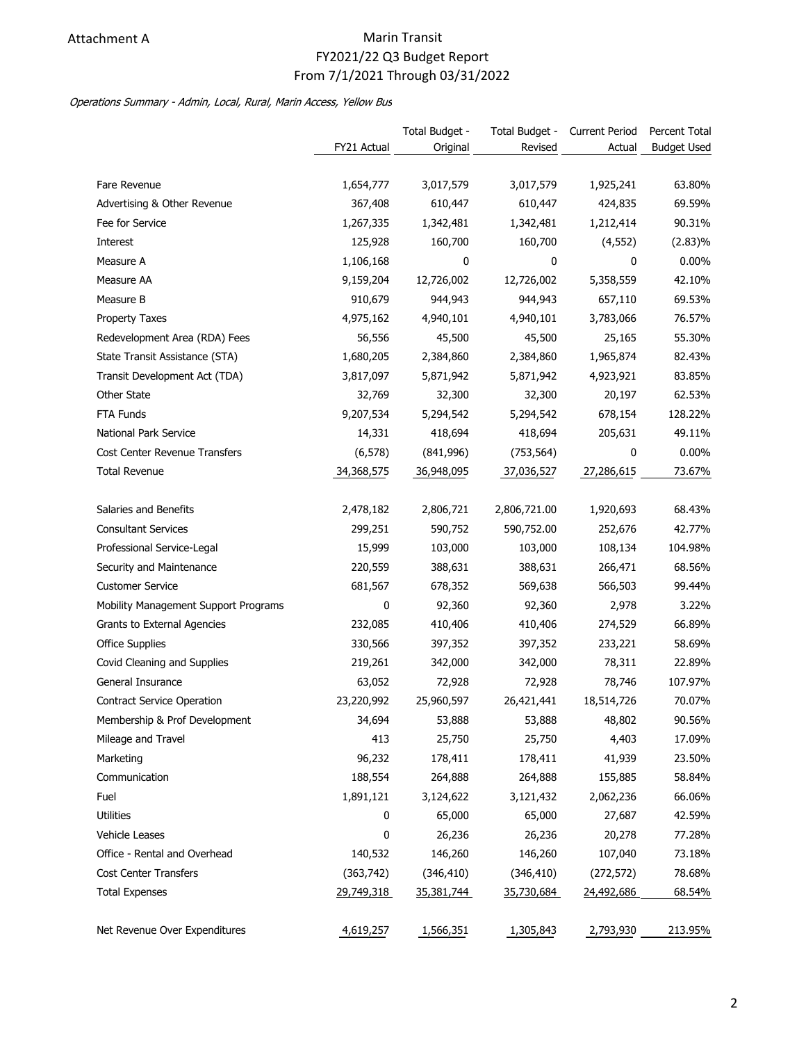Attachment A

# Marin Transit
## FY2021/22 Q3 Budget Report
## From 7/1/2021 Through 03/31/2022

*Operations Summary - Admin, Local, Rural, Marin Access, Yellow Bus*

| | FY21 Actual | Total Budget - Original | Total Budget - Revised | Current Period Actual | Percent Total Budget Used |
|---|---|---|---|---|---|
| Fare Revenue | 1,654,777 | 3,017,579 | 3,017,579 | 1,925,241 | 63.80% |
| Advertising & Other Revenue | 367,408 | 610,447 | 610,447 | 424,835 | 69.59% |
| Fee for Service | 1,267,335 | 1,342,481 | 1,342,481 | 1,212,414 | 90.31% |
| Interest | 125,928 | 160,700 | 160,700 | (4,552) | (2.83)% |
| Measure A | 1,106,168 | 0 | 0 | 0 | 0.00% |
| Measure AA | 9,159,204 | 12,726,002 | 12,726,002 | 5,358,559 | 42.10% |
| Measure B | 910,679 | 944,943 | 944,943 | 657,110 | 69.53% |
| Property Taxes | 4,975,162 | 4,940,101 | 4,940,101 | 3,783,066 | 76.57% |
| Redevelopment Area (RDA) Fees | 56,556 | 45,500 | 45,500 | 25,165 | 55.30% |
| State Transit Assistance (STA) | 1,680,205 | 2,384,860 | 2,384,860 | 1,965,874 | 82.43% |
| Transit Development Act (TDA) | 3,817,097 | 5,871,942 | 5,871,942 | 4,923,921 | 83.85% |
| Other State | 32,769 | 32,300 | 32,300 | 20,197 | 62.53% |
| FTA Funds | 9,207,534 | 5,294,542 | 5,294,542 | 678,154 | 128.22% |
| National Park Service | 14,331 | 418,694 | 418,694 | 205,631 | 49.11% |
| Cost Center Revenue Transfers | (6,578) | (841,996) | (753,564) | 0 | 0.00% |
| Total Revenue | 34,368,575 | 36,948,095 | 37,036,527 | 27,286,615 | 73.67% |
| | | | | | |
| Salaries and Benefits | 2,478,182 | 2,806,721 | 2,806,721.00 | 1,920,693 | 68.43% |
| Consultant Services | 299,251 | 590,752 | 590,752.00 | 252,676 | 42.77% |
| Professional Service-Legal | 15,999 | 103,000 | 103,000 | 108,134 | 104.98% |
| Security and Maintenance | 220,559 | 388,631 | 388,631 | 266,471 | 68.56% |
| Customer Service | 681,567 | 678,352 | 569,638 | 566,503 | 99.44% |
| Mobility Management Support Programs | 0 | 92,360 | 92,360 | 2,978 | 3.22% |
| Grants to External Agencies | 232,085 | 410,406 | 410,406 | 274,529 | 66.89% |
| Office Supplies | 330,566 | 397,352 | 397,352 | 233,221 | 58.69% |
| Covid Cleaning and Supplies | 219,261 | 342,000 | 342,000 | 78,311 | 22.89% |
| General Insurance | 63,052 | 72,928 | 72,928 | 78,746 | 107.97% |
| Contract Service Operation | 23,220,992 | 25,960,597 | 26,421,441 | 18,514,726 | 70.07% |
| Membership & Prof Development | 34,694 | 53,888 | 53,888 | 48,802 | 90.56% |
| Mileage and Travel | 413 | 25,750 | 25,750 | 4,403 | 17.09% |
| Marketing | 96,232 | 178,411 | 178,411 | 41,939 | 23.50% |
| Communication | 188,554 | 264,888 | 264,888 | 155,885 | 58.84% |
| Fuel | 1,891,121 | 3,124,622 | 3,121,432 | 2,062,236 | 66.06% |
| Utilities | 0 | 65,000 | 65,000 | 27,687 | 42.59% |
| Vehicle Leases | 0 | 26,236 | 26,236 | 20,278 | 77.28% |
| Office - Rental and Overhead | 140,532 | 146,260 | 146,260 | 107,040 | 73.18% |
| Cost Center Transfers | (363,742) | (346,410) | (346,410) | (272,572) | 78.68% |
| Total Expenses | 29,749,318 | 35,381,744 | 35,730,684 | 24,492,686 | 68.54% |
| | | | | | |
| Net Revenue Over Expenditures | 4,619,257 | 1,566,351 | 1,305,843 | 2,793,930 | 213.95% |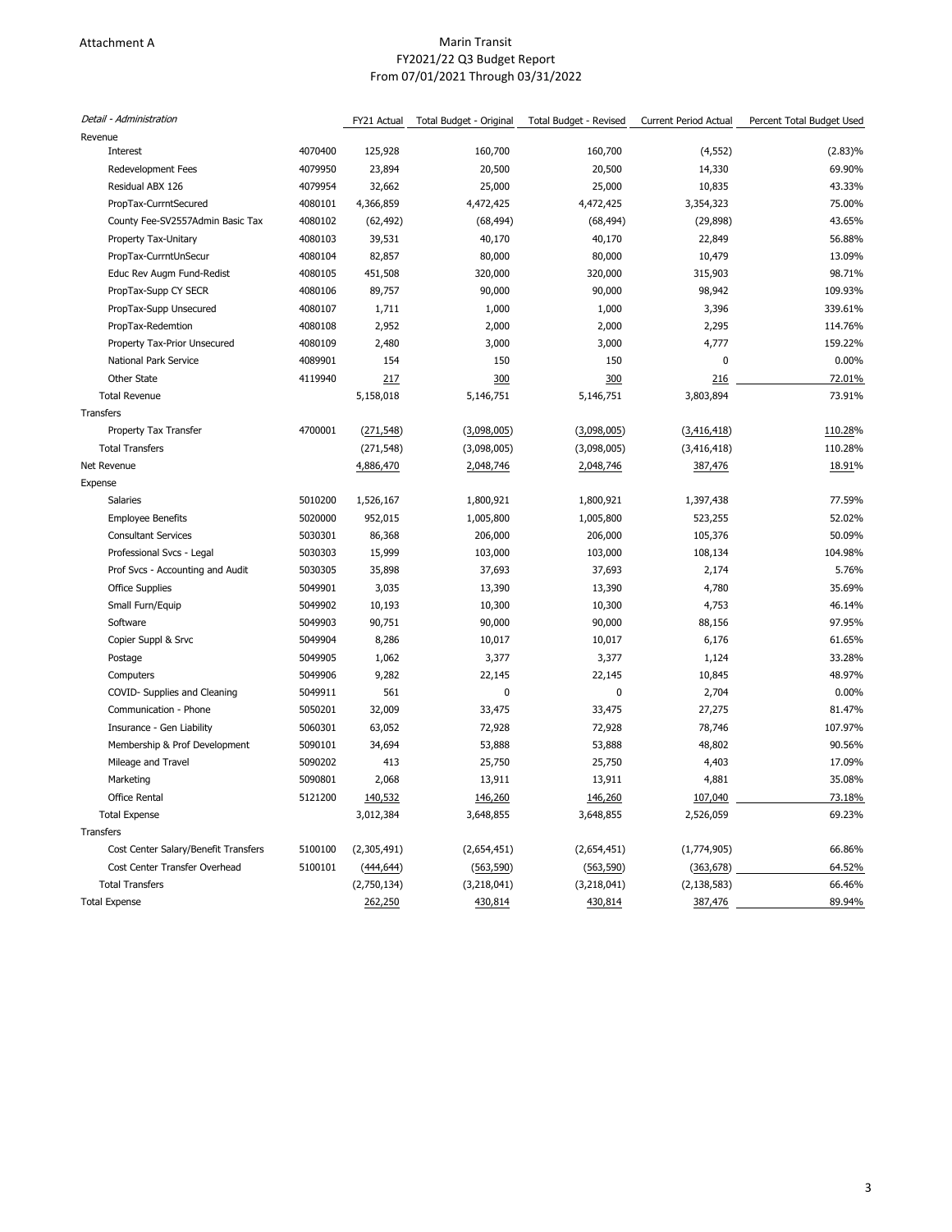Attachment A

# Marin Transit
## FY2021/22 Q3 Budget Report
### From 07/01/2021 Through 03/31/2022

| *Detail - Administration* | | FY21 Actual | Total Budget - Original | Total Budget - Revised | Current Period Actual | Percent Total Budget Used |
|---|---|---|---|---|---|---|
| Revenue | | | | | | |
| Interest | 4070400 | 125,928 | 160,700 | 160,700 | (4,552) | (2.83)% |
| Redevelopment Fees | 4079950 | 23,894 | 20,500 | 20,500 | 14,330 | 69.90% |
| Residual ABX 126 | 4079954 | 32,662 | 25,000 | 25,000 | 10,835 | 43.33% |
| PropTax-CurrntSecured | 4080101 | 4,366,859 | 4,472,425 | 4,472,425 | 3,354,323 | 75.00% |
| County Fee-SV2557Admin Basic Tax | 4080102 | (62,492) | (68,494) | (68,494) | (29,898) | 43.65% |
| Property Tax-Unitary | 4080103 | 39,531 | 40,170 | 40,170 | 22,849 | 56.88% |
| PropTax-CurrntUnSecur | 4080104 | 82,857 | 80,000 | 80,000 | 10,479 | 13.09% |
| Educ Rev Augm Fund-Redist | 4080105 | 451,508 | 320,000 | 320,000 | 315,903 | 98.71% |
| PropTax-Supp CY SECR | 4080106 | 89,757 | 90,000 | 90,000 | 98,942 | 109.93% |
| PropTax-Supp Unsecured | 4080107 | 1,711 | 1,000 | 1,000 | 3,396 | 339.61% |
| PropTax-Redemtion | 4080108 | 2,952 | 2,000 | 2,000 | 2,295 | 114.76% |
| Property Tax-Prior Unsecured | 4080109 | 2,480 | 3,000 | 3,000 | 4,777 | 159.22% |
| National Park Service | 4089901 | 154 | 150 | 150 | 0 | 0.00% |
| Other State | 4119940 | 217 | 300 | 300 | 216 | 72.01% |
| Total Revenue | | 5,158,018 | 5,146,751 | 5,146,751 | 3,803,894 | 73.91% |
| Transfers | | | | | | |
| Property Tax Transfer | 4700001 | (271,548) | (3,098,005) | (3,098,005) | (3,416,418) | 110.28% |
| Total Transfers | | (271,548) | (3,098,005) | (3,098,005) | (3,416,418) | 110.28% |
| Net Revenue | | 4,886,470 | 2,048,746 | 2,048,746 | 387,476 | 18.91% |
| Expense | | | | | | |
| Salaries | 5010200 | 1,526,167 | 1,800,921 | 1,800,921 | 1,397,438 | 77.59% |
| Employee Benefits | 5020000 | 952,015 | 1,005,800 | 1,005,800 | 523,255 | 52.02% |
| Consultant Services | 5030301 | 86,368 | 206,000 | 206,000 | 105,376 | 50.09% |
| Professional Svcs - Legal | 5030303 | 15,999 | 103,000 | 103,000 | 108,134 | 104.98% |
| Prof Svcs - Accounting and Audit | 5030305 | 35,898 | 37,693 | 37,693 | 2,174 | 5.76% |
| Office Supplies | 5049901 | 3,035 | 13,390 | 13,390 | 4,780 | 35.69% |
| Small Furn/Equip | 5049902 | 10,193 | 10,300 | 10,300 | 4,753 | 46.14% |
| Software | 5049903 | 90,751 | 90,000 | 90,000 | 88,156 | 97.95% |
| Copier Suppl & Srvc | 5049904 | 8,286 | 10,017 | 10,017 | 6,176 | 61.65% |
| Postage | 5049905 | 1,062 | 3,377 | 3,377 | 1,124 | 33.28% |
| Computers | 5049906 | 9,282 | 22,145 | 22,145 | 10,845 | 48.97% |
| COVID- Supplies and Cleaning | 5049911 | 561 | 0 | 0 | 2,704 | 0.00% |
| Communication - Phone | 5050201 | 32,009 | 33,475 | 33,475 | 27,275 | 81.47% |
| Insurance - Gen Liability | 5060301 | 63,052 | 72,928 | 72,928 | 78,746 | 107.97% |
| Membership & Prof Development | 5090101 | 34,694 | 53,888 | 53,888 | 48,802 | 90.56% |
| Mileage and Travel | 5090202 | 413 | 25,750 | 25,750 | 4,403 | 17.09% |
| Marketing | 5090801 | 2,068 | 13,911 | 13,911 | 4,881 | 35.08% |
| Office Rental | 5121200 | 140,532 | 146,260 | 146,260 | 107,040 | 73.18% |
| Total Expense | | 3,012,384 | 3,648,855 | 3,648,855 | 2,526,059 | 69.23% |
| Transfers | | | | | | |
| Cost Center Salary/Benefit Transfers | 5100100 | (2,305,491) | (2,654,451) | (2,654,451) | (1,774,905) | 66.86% |
| Cost Center Transfer Overhead | 5100101 | (444,644) | (563,590) | (563,590) | (363,678) | 64.52% |
| Total Transfers | | (2,750,134) | (3,218,041) | (3,218,041) | (2,138,583) | 66.46% |
| Total Expense | | 262,250 | 430,814 | 430,814 | 387,476 | 89.94% |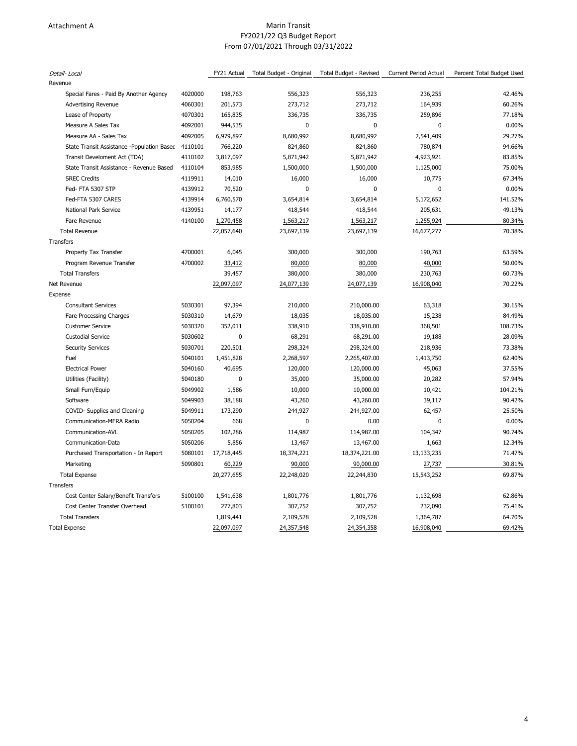Attachment A

# Marin Transit
## FY2021/22 Q3 Budget Report
### From 07/01/2021 Through 03/31/2022

| *Detail- Local* | | FY21 Actual | Total Budget - Original | Total Budget - Revised | Current Period Actual | Percent Total Budget Used |
|---|---|---|---|---|---|---|
| Revenue | | | | | | |
| Special Fares - Paid By Another Agency | 4020000 | 198,763 | 556,323 | 556,323 | 236,255 | 42.46% |
| Advertising Revenue | 4060301 | 201,573 | 273,712 | 273,712 | 164,939 | 60.26% |
| Lease of Property | 4070301 | 165,835 | 336,735 | 336,735 | 259,896 | 77.18% |
| Measure A Sales Tax | 4092001 | 944,535 | 0 | 0 | 0 | 0.00% |
| Measure AA - Sales Tax | 4092005 | 6,979,897 | 8,680,992 | 8,680,992 | 2,541,409 | 29.27% |
| State Transit Assistance -Population Based | 4110101 | 766,220 | 824,860 | 824,860 | 780,874 | 94.66% |
| Transit Develoment Act (TDA) | 4110102 | 3,817,097 | 5,871,942 | 5,871,942 | 4,923,921 | 83.85% |
| State Transit Assistance - Revenue Based | 4110104 | 853,985 | 1,500,000 | 1,500,000 | 1,125,000 | 75.00% |
| SREC Credits | 4119911 | 14,010 | 16,000 | 16,000 | 10,775 | 67.34% |
| Fed- FTA 5307 STP | 4139912 | 70,520 | 0 | 0 | 0 | 0.00% |
| Fed-FTA 5307 CARES | 4139914 | 6,760,570 | 3,654,814 | 3,654,814 | 5,172,652 | 141.52% |
| National Park Service | 4139951 | 14,177 | 418,544 | 418,544 | 205,631 | 49.13% |
| Fare Revenue | 4140100 | 1,270,458 | 1,563,217 | 1,563,217 | 1,255,924 | 80.34% |
| Total Revenue | | 22,057,640 | 23,697,139 | 23,697,139 | 16,677,277 | 70.38% |
| Transfers | | | | | | |
| Property Tax Transfer | 4700001 | 6,045 | 300,000 | 300,000 | 190,763 | 63.59% |
| Program Revenue Transfer | 4700002 | 33,412 | 80,000 | 80,000 | 40,000 | 50.00% |
| Total Transfers | | 39,457 | 380,000 | 380,000 | 230,763 | 60.73% |
| Net Revenue | | 22,097,097 | 24,077,139 | 24,077,139 | 16,908,040 | 70.22% |
| Expense | | | | | | |
| Consultant Services | 5030301 | 97,394 | 210,000 | 210,000.00 | 63,318 | 30.15% |
| Fare Processing Charges | 5030310 | 14,679 | 18,035 | 18,035.00 | 15,238 | 84.49% |
| Customer Service | 5030320 | 352,011 | 338,910 | 338,910.00 | 368,501 | 108.73% |
| Custodial Service | 5030602 | 0 | 68,291 | 68,291.00 | 19,188 | 28.09% |
| Security Services | 5030701 | 220,501 | 298,324 | 298,324.00 | 218,936 | 73.38% |
| Fuel | 5040101 | 1,451,828 | 2,268,597 | 2,265,407.00 | 1,413,750 | 62.40% |
| Electrical Power | 5040160 | 40,695 | 120,000 | 120,000.00 | 45,063 | 37.55% |
| Utilities (Facility) | 5040180 | 0 | 35,000 | 35,000.00 | 20,282 | 57.94% |
| Small Furn/Equip | 5049902 | 1,586 | 10,000 | 10,000.00 | 10,421 | 104.21% |
| Software | 5049903 | 38,188 | 43,260 | 43,260.00 | 39,117 | 90.42% |
| COVID- Supplies and Cleaning | 5049911 | 173,290 | 244,927 | 244,927.00 | 62,457 | 25.50% |
| Communication-MERA Radio | 5050204 | 668 | 0 | 0.00 | 0 | 0.00% |
| Communication-AVL | 5050205 | 102,286 | 114,987 | 114,987.00 | 104,347 | 90.74% |
| Communication-Data | 5050206 | 5,856 | 13,467 | 13,467.00 | 1,663 | 12.34% |
| Purchased Transportation - In Report | 5080101 | 17,718,445 | 18,374,221 | 18,374,221.00 | 13,133,235 | 71.47% |
| Marketing | 5090801 | 60,229 | 90,000 | 90,000.00 | 27,737 | 30.81% |
| Total Expense | | 20,277,655 | 22,248,020 | 22,244,830 | 15,543,252 | 69.87% |
| Transfers | | | | | | |
| Cost Center Salary/Benefit Transfers | 5100100 | 1,541,638 | 1,801,776 | 1,801,776 | 1,132,698 | 62.86% |
| Cost Center Transfer Overhead | 5100101 | 277,803 | 307,752 | 307,752 | 232,090 | 75.41% |
| Total Transfers | | 1,819,441 | 2,109,528 | 2,109,528 | 1,364,787 | 64.70% |
| Total Expense | | 22,097,097 | 24,357,548 | 24,354,358 | 16,908,040 | 69.42% |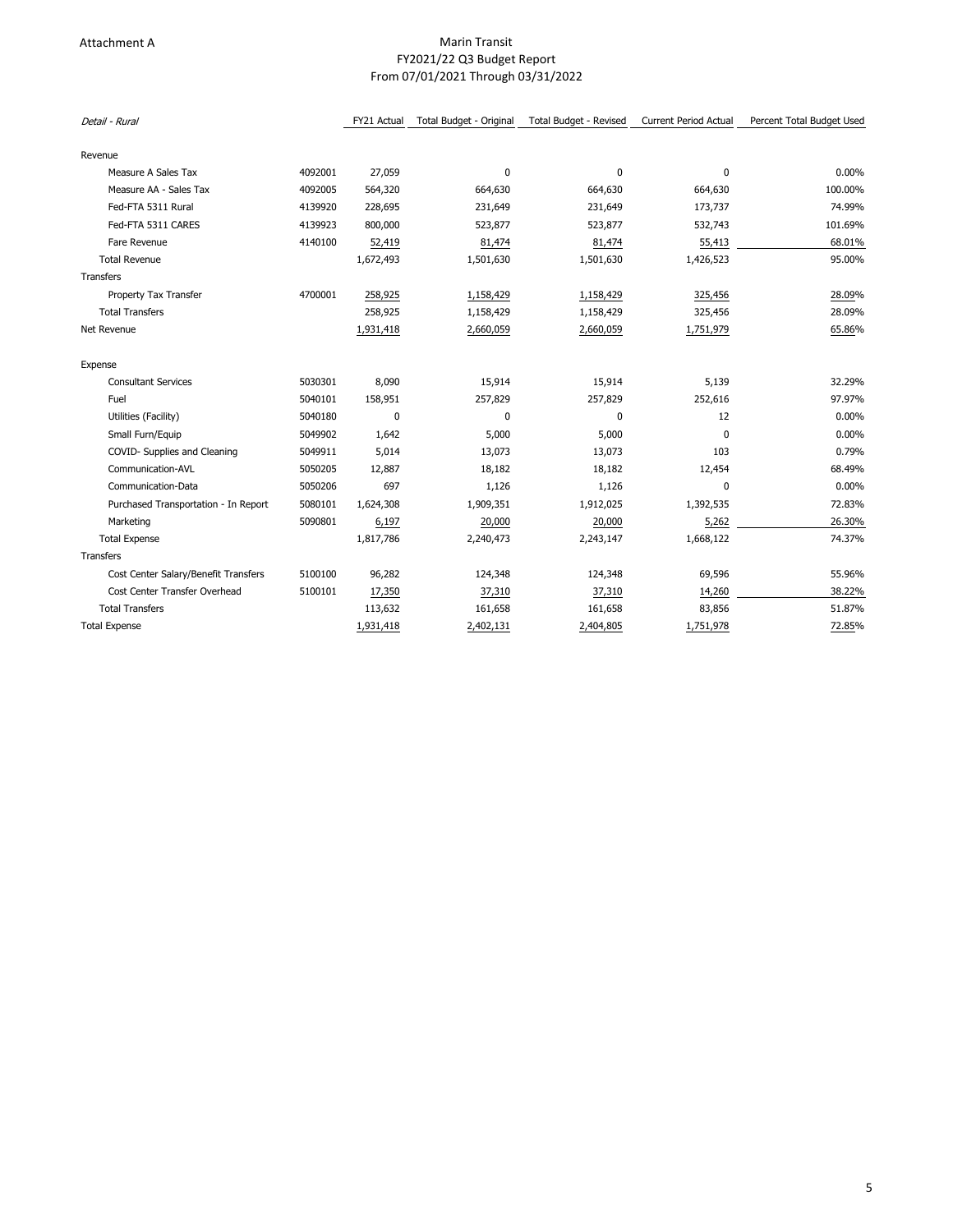Attachment A

# Marin Transit
## FY2021/22 Q3 Budget Report
### From 07/01/2021 Through 03/31/2022

| *Detail - Rural* | | FY21 Actual | Total Budget - Original | Total Budget - Revised | Current Period Actual | Percent Total Budget Used |
|---|---|---|---|---|---|---|
| Revenue | | | | | | |
| Measure A Sales Tax | 4092001 | 27,059 | 0 | 0 | 0 | 0.00% |
| Measure AA - Sales Tax | 4092005 | 564,320 | 664,630 | 664,630 | 664,630 | 100.00% |
| Fed-FTA 5311 Rural | 4139920 | 228,695 | 231,649 | 231,649 | 173,737 | 74.99% |
| Fed-FTA 5311 CARES | 4139923 | 800,000 | 523,877 | 523,877 | 532,743 | 101.69% |
| Fare Revenue | 4140100 | 52,419 | 81,474 | 81,474 | 55,413 | 68.01% |
| Total Revenue | | 1,672,493 | 1,501,630 | 1,501,630 | 1,426,523 | 95.00% |
| Transfers | | | | | | |
| Property Tax Transfer | 4700001 | 258,925 | 1,158,429 | 1,158,429 | 325,456 | 28.09% |
| Total Transfers | | 258,925 | 1,158,429 | 1,158,429 | 325,456 | 28.09% |
| Net Revenue | | 1,931,418 | 2,660,059 | 2,660,059 | 1,751,979 | 65.86% |
| | | | | | | |
| Expense | | | | | | |
| Consultant Services | 5030301 | 8,090 | 15,914 | 15,914 | 5,139 | 32.29% |
| Fuel | 5040101 | 158,951 | 257,829 | 257,829 | 252,616 | 97.97% |
| Utilities (Facility) | 5040180 | 0 | 0 | 0 | 12 | 0.00% |
| Small Furn/Equip | 5049902 | 1,642 | 5,000 | 5,000 | 0 | 0.00% |
| COVID- Supplies and Cleaning | 5049911 | 5,014 | 13,073 | 13,073 | 103 | 0.79% |
| Communication-AVL | 5050205 | 12,887 | 18,182 | 18,182 | 12,454 | 68.49% |
| Communication-Data | 5050206 | 697 | 1,126 | 1,126 | 0 | 0.00% |
| Purchased Transportation - In Report | 5080101 | 1,624,308 | 1,909,351 | 1,912,025 | 1,392,535 | 72.83% |
| Marketing | 5090801 | 6,197 | 20,000 | 20,000 | 5,262 | 26.30% |
| Total Expense | | 1,817,786 | 2,240,473 | 2,243,147 | 1,668,122 | 74.37% |
| Transfers | | | | | | |
| Cost Center Salary/Benefit Transfers | 5100100 | 96,282 | 124,348 | 124,348 | 69,596 | 55.96% |
| Cost Center Transfer Overhead | 5100101 | 17,350 | 37,310 | 37,310 | 14,260 | 38.22% |
| Total Transfers | | 113,632 | 161,658 | 161,658 | 83,856 | 51.87% |
| Total Expense | | 1,931,418 | 2,402,131 | 2,404,805 | 1,751,978 | 72.85% |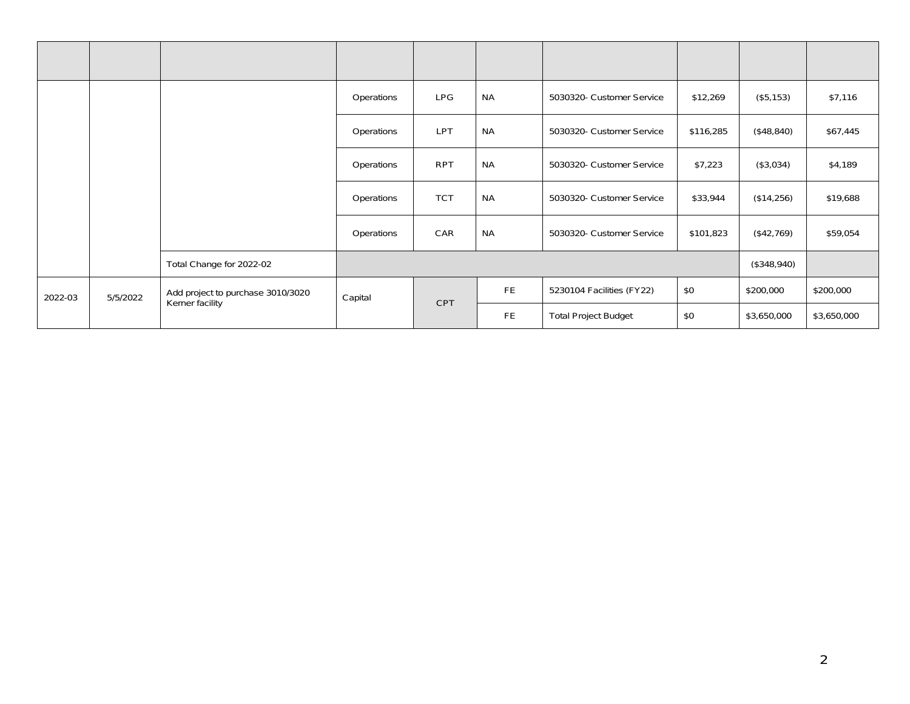| | | | | | | | | | |
|---|---|---|---|---|---|---|---|---|---|
| | | | Operations | LPG | NA | 5030320- Customer Service | $12,269 | ($5,153) | $7,116 |
| | | | Operations | LPT | NA | 5030320- Customer Service | $116,285 | ($48,840) | $67,445 |
| | | | Operations | RPT | NA | 5030320- Customer Service | $7,223 | ($3,034) | $4,189 |
| | | | Operations | TCT | NA | 5030320- Customer Service | $33,944 | ($14,256) | $19,688 |
| | | | Operations | CAR | NA | 5030320- Customer Service | $101,823 | ($42,769) | $59,054 |
| | | Total Change for 2022-02 | | | | | | ($348,940) | |
| 2022-03 | 5/5/2022 | Add project to purchase 3010/3020 Kerner facility | Capital | CPT | FE | 5230104 Facilities (FY22) | $0 | $200,000 | $200,000 |
| | | | | | FE | Total Project Budget | $0 | $3,650,000 | $3,650,000 |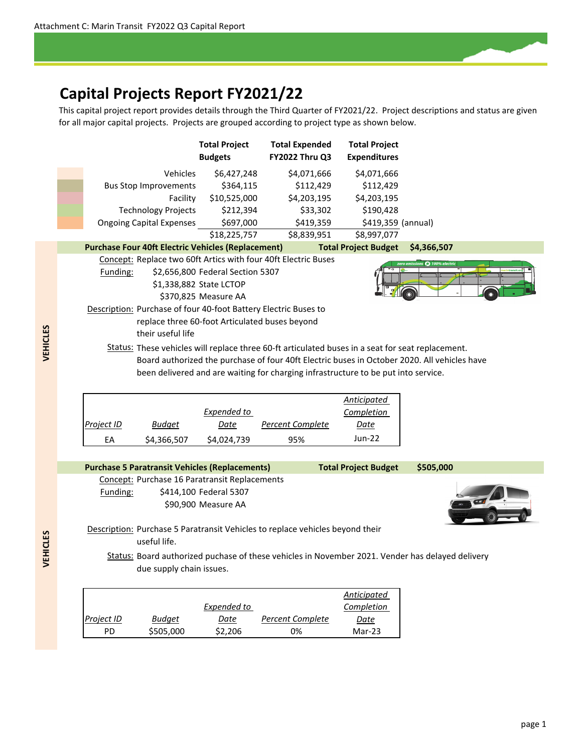Attachment C: Marin Transit FY2022 Q3 Capital Report

# Capital Projects Report FY2021/22

This capital project report provides details through the Third Quarter of FY2021/22. Project descriptions and status are given for all major capital projects. Projects are grouped according to project type as shown below.

| | Total Project Budgets | Total Expended FY2022 Thru Q3 | Total Project Expenditures | |
|---|---|---|---|---|
| Vehicles | $6,427,248 | $4,071,666 | $4,071,666 | |
| Bus Stop Improvements | $364,115 | $112,429 | $112,429 | |
| Facility | $10,525,000 | $4,203,195 | $4,203,195 | |
| Technology Projects | $212,394 | $33,302 | $190,428 | |
| Ongoing Capital Expenses | $697,000 | $419,359 | $419,359 | (annual) |
| | $18,225,757 | $8,839,951 | $8,997,077 | |

## VEHICLES

### Purchase Four 40ft Electric Vehicles (Replacement) — Total Project Budget $4,366,507

**Concept:** Replace two 60ft Artics with four 40ft Electric Buses

**Funding:**
- $2,656,800 Federal Section 5307
- $1,338,882 State LCTOP
- $370,825 Measure AA

**Description:** Purchase of four 40-foot Battery Electric Buses to replace three 60-foot Articulated buses beyond their useful life

**Status:** These vehicles will replace three 60-ft articulated buses in a seat for seat replacement. Board authorized the purchase of four 40ft Electric buses in October 2020. All vehicles have been delivered and are waiting for charging infrastructure to be put into service.

| *Project ID* | *Budget* | *Expended to Date* | *Percent Complete* | *Anticipated Completion Date* |
|---|---|---|---|---|
| EA | $4,366,507 | $4,024,739 | 95% | Jun-22 |

### Purchase 5 Paratransit Vehicles (Replacements) — Total Project Budget $505,000

**Concept:** Purchase 16 Paratransit Replacements

**Funding:**
- $414,100 Federal 5307
- $90,900 Measure AA

**Description:** Purchase 5 Paratransit Vehicles to replace vehicles beyond their useful life.

**Status:** Board authorized puchase of these vehicles in November 2021. Vender has delayed delivery due supply chain issues.

| *Project ID* | *Budget* | *Expended to Date* | *Percent Complete* | *Anticipated Completion Date* |
|---|---|---|---|---|
| PD | $505,000 | $2,206 | 0% | Mar-23 |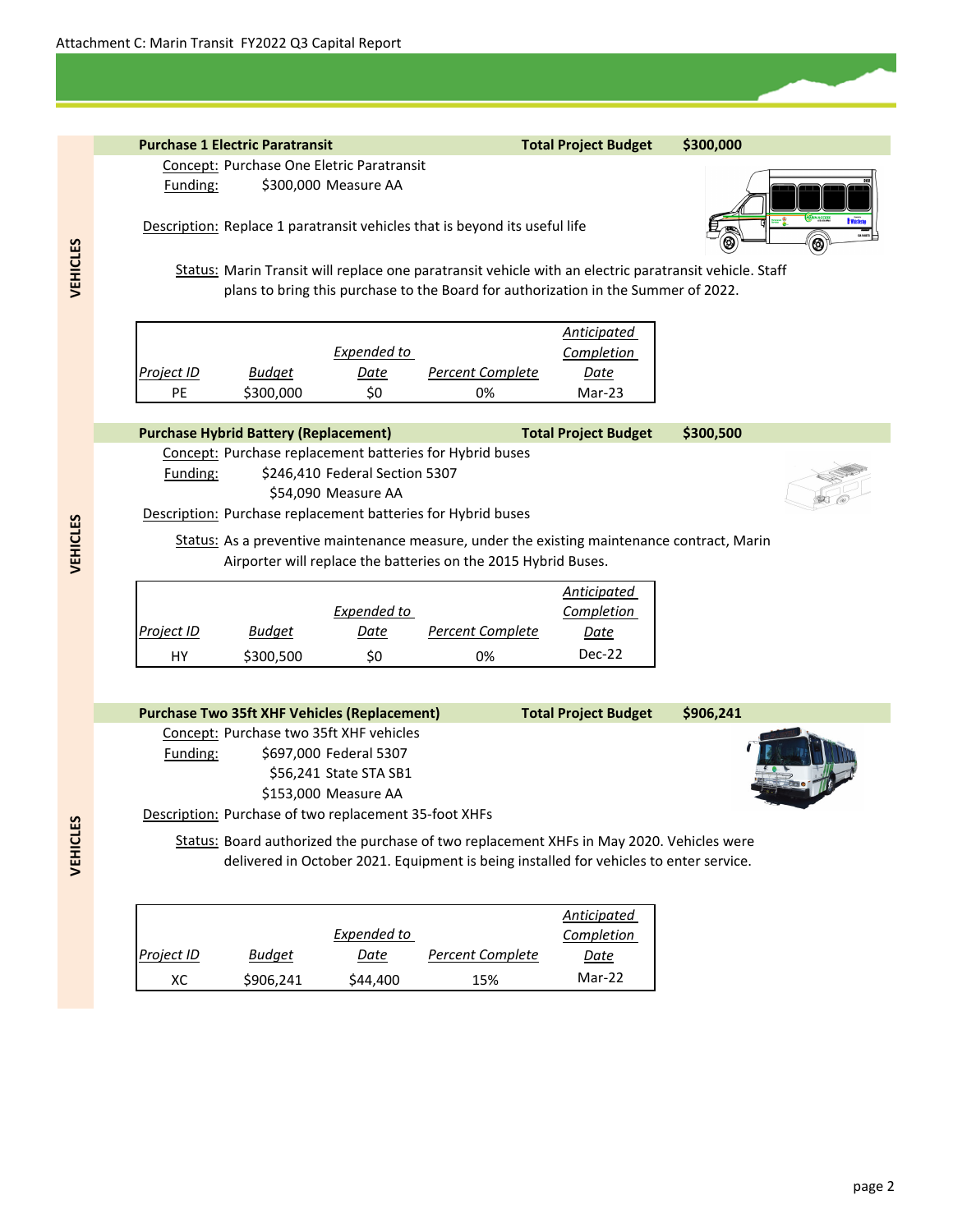Attachment C: Marin Transit FY2022 Q3 Capital Report

VEHICLES

## Purchase 1 Electric Paratransit

**Total Project Budget** **$300,000**

Concept: Purchase One Eletric Paratransit

Funding: $300,000 Measure AA

Description: Replace 1 paratransit vehicles that is beyond its useful life

Status: Marin Transit will replace one paratransit vehicle with an electric paratransit vehicle. Staff plans to bring this purchase to the Board for authorization in the Summer of 2022.

| Project ID | Budget | Expended to Date | Percent Complete | Anticipated Completion Date |
|---|---|---|---|---|
| PE | $300,000 | $0 | 0% | Mar-23 |

VEHICLES

## Purchase Hybrid Battery (Replacement)

**Total Project Budget** **$300,500**

Concept: Purchase replacement batteries for Hybrid buses

Funding: $246,410 Federal Section 5307
$54,090 Measure AA

Description: Purchase replacement batteries for Hybrid buses

Status: As a preventive maintenance measure, under the existing maintenance contract, Marin Airporter will replace the batteries on the 2015 Hybrid Buses.

| Project ID | Budget | Expended to Date | Percent Complete | Anticipated Completion Date |
|---|---|---|---|---|
| HY | $300,500 | $0 | 0% | Dec-22 |

VEHICLES

## Purchase Two 35ft XHF Vehicles (Replacement)

**Total Project Budget** **$906,241**

Concept: Purchase two 35ft XHF vehicles

Funding: $697,000 Federal 5307
$56,241 State STA SB1
$153,000 Measure AA

Description: Purchase of two replacement 35-foot XHFs

Status: Board authorized the purchase of two replacement XHFs in May 2020. Vehicles were delivered in October 2021. Equipment is being installed for vehicles to enter service.

| Project ID | Budget | Expended to Date | Percent Complete | Anticipated Completion Date |
|---|---|---|---|---|
| XC | $906,241 | $44,400 | 15% | Mar-22 |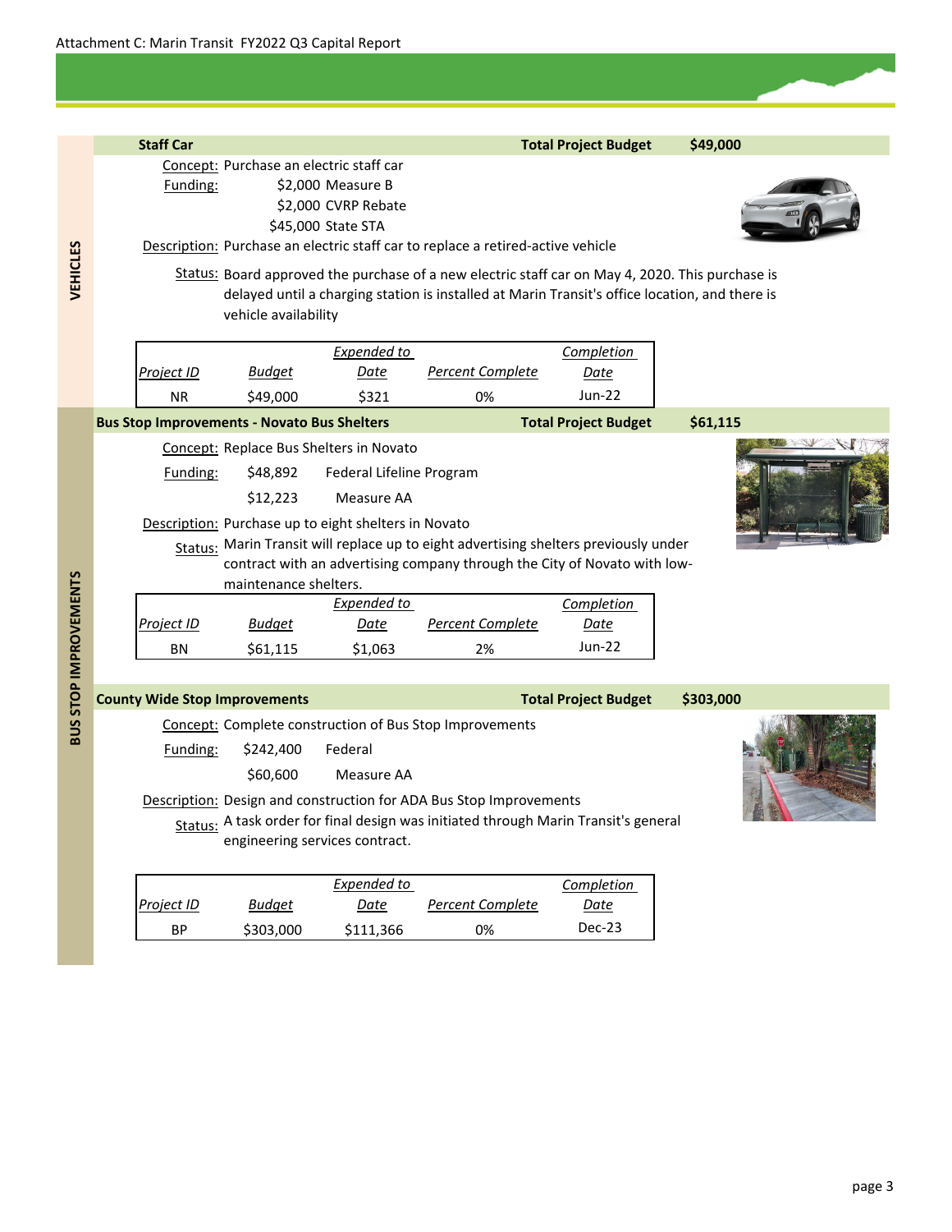Attachment C: Marin Transit FY2022 Q3 Capital Report

## VEHICLES

### Staff Car

**Total Project Budget** **$49,000**

Concept: Purchase an electric staff car

Funding:
- $2,000 Measure B
- $2,000 CVRP Rebate
- $45,000 State STA

Description: Purchase an electric staff car to replace a retired-active vehicle

Status: Board approved the purchase of a new electric staff car on May 4, 2020. This purchase is delayed until a charging station is installed at Marin Transit's office location, and there is vehicle availability

| Project ID | Budget | Expended to Date | Percent Complete | Completion Date |
|---|---|---|---|---|
| NR | $49,000 | $321 | 0% | Jun-22 |

## BUS STOP IMPROVEMENTS

### Bus Stop Improvements - Novato Bus Shelters

**Total Project Budget** **$61,115**

Concept: Replace Bus Shelters in Novato

Funding:
- $48,892 Federal Lifeline Program
- $12,223 Measure AA

Description: Purchase up to eight shelters in Novato

Status: Marin Transit will replace up to eight advertising shelters previously under contract with an advertising company through the City of Novato with low-maintenance shelters.

| Project ID | Budget | Expended to Date | Percent Complete | Completion Date |
|---|---|---|---|---|
| BN | $61,115 | $1,063 | 2% | Jun-22 |

### County Wide Stop Improvements

**Total Project Budget** **$303,000**

Concept: Complete construction of Bus Stop Improvements

Funding:
- $242,400 Federal
- $60,600 Measure AA

Description: Design and construction for ADA Bus Stop Improvements

Status: A task order for final design was initiated through Marin Transit's general engineering services contract.

| Project ID | Budget | Expended to Date | Percent Complete | Completion Date |
|---|---|---|---|---|
| BP | $303,000 | $111,366 | 0% | Dec-23 |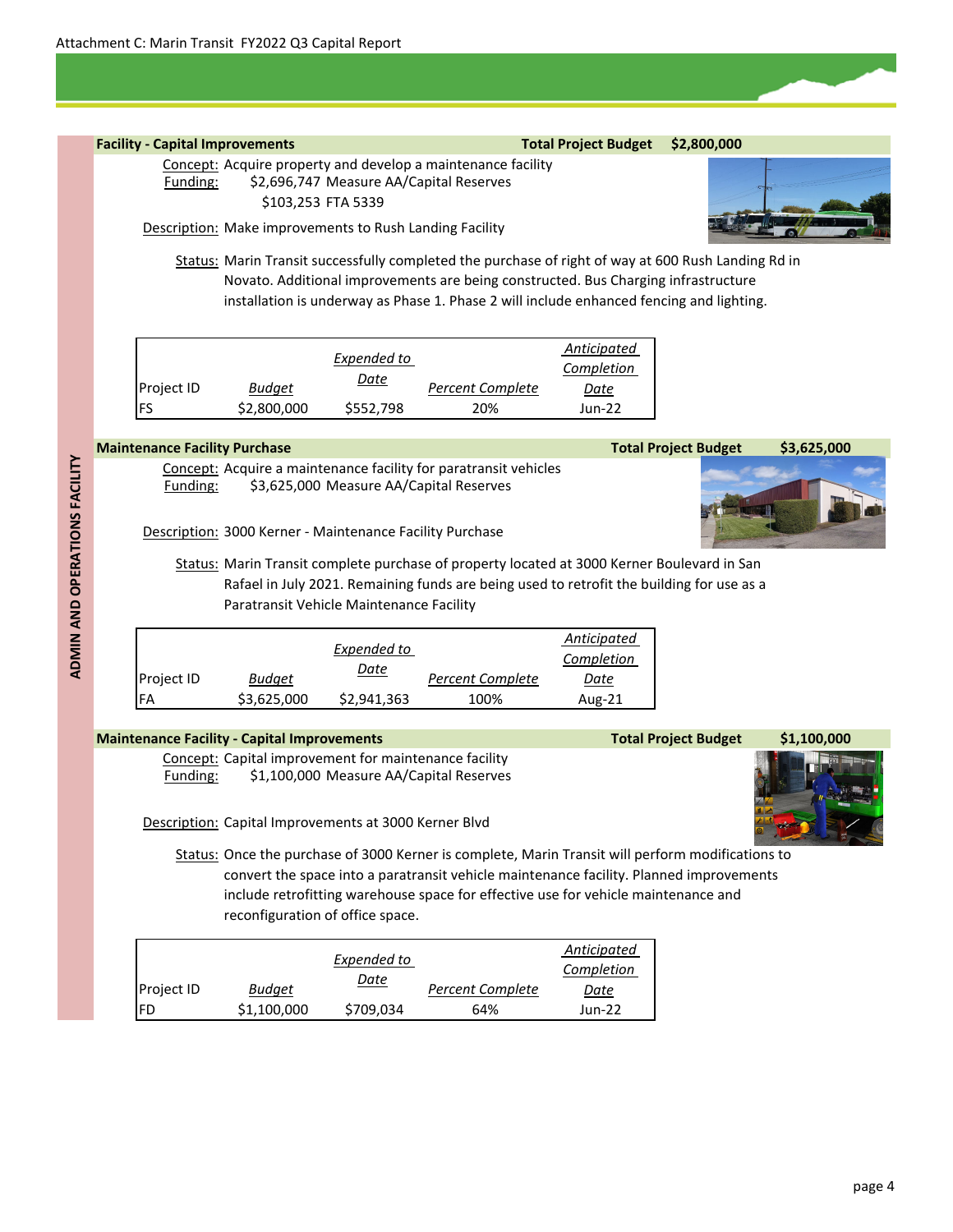Attachment C: Marin Transit FY2022 Q3 Capital Report

**ADMIN AND OPERATIONS FACILITY**

## Facility - Capital Improvements

**Total Project Budget** **$2,800,000**

Concept: Acquire property and develop a maintenance facility

Funding: $2,696,747 Measure AA/Capital Reserves
$103,253 FTA 5339

Description: Make improvements to Rush Landing Facility

Status: Marin Transit successfully completed the purchase of right of way at 600 Rush Landing Rd in Novato. Additional improvements are being constructed. Bus Charging infrastructure installation is underway as Phase 1. Phase 2 will include enhanced fencing and lighting.

| Project ID | *Budget* | *Expended to Date* | *Percent Complete* | *Anticipated Completion Date* |
|---|---|---|---|---|
| FS | $2,800,000 | $552,798 | 20% | Jun-22 |

## Maintenance Facility Purchase

**Total Project Budget** **$3,625,000**

Concept: Acquire a maintenance facility for paratransit vehicles

Funding: $3,625,000 Measure AA/Capital Reserves

Description: 3000 Kerner - Maintenance Facility Purchase

Status: Marin Transit complete purchase of property located at 3000 Kerner Boulevard in San Rafael in July 2021. Remaining funds are being used to retrofit the building for use as a Paratransit Vehicle Maintenance Facility

| Project ID | *Budget* | *Expended to Date* | *Percent Complete* | *Anticipated Completion Date* |
|---|---|---|---|---|
| FA | $3,625,000 | $2,941,363 | 100% | Aug-21 |

## Maintenance Facility - Capital Improvements

**Total Project Budget** **$1,100,000**

Concept: Capital improvement for maintenance facility

Funding: $1,100,000 Measure AA/Capital Reserves

Description: Capital Improvements at 3000 Kerner Blvd

Status: Once the purchase of 3000 Kerner is complete, Marin Transit will perform modifications to convert the space into a paratransit vehicle maintenance facility. Planned improvements include retrofitting warehouse space for effective use for vehicle maintenance and reconfiguration of office space.

| Project ID | *Budget* | *Expended to Date* | *Percent Complete* | *Anticipated Completion Date* |
|---|---|---|---|---|
| FD | $1,100,000 | $709,034 | 64% | Jun-22 |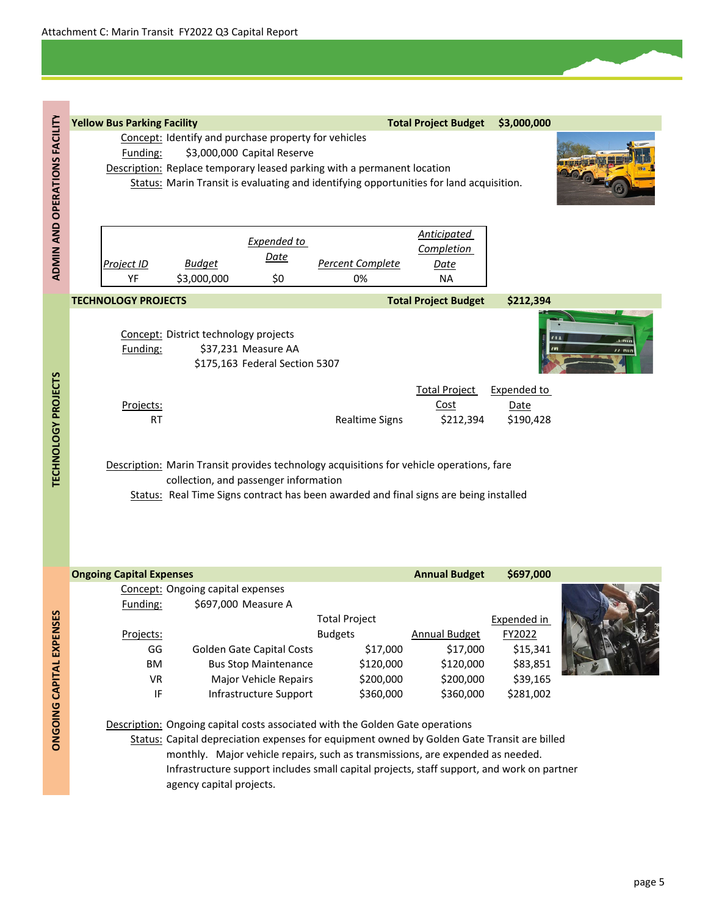Attachment C: Marin Transit FY2022 Q3 Capital Report

## ADMIN AND OPERATIONS FACILITY

### Yellow Bus Parking Facility — Total Project Budget $3,000,000

Concept: Identify and purchase property for vehicles

Funding: $3,000,000 Capital Reserve

Description: Replace temporary leased parking with a permanent location

Status: Marin Transit is evaluating and identifying opportunities for land acquisition.

| *Project ID* | *Budget* | *Expended to Date* | *Percent Complete* | *Anticipated Completion Date* |
|---|---|---|---|---|
| YF | $3,000,000 | $0 | 0% | NA |

## TECHNOLOGY PROJECTS

### TECHNOLOGY PROJECTS — Total Project Budget $212,394

Concept: District technology projects

Funding:
$37,231 Measure AA
$175,163 Federal Section 5307

| Projects: | | Total Project Cost | Expended to Date |
|---|---|---|---|
| RT | Realtime Signs | $212,394 | $190,428 |

Description: Marin Transit provides technology acquisitions for vehicle operations, fare collection, and passenger information

Status: Real Time Signs contract has been awarded and final signs are being installed

## ONGOING CAPITAL EXPENSES

### Ongoing Capital Expenses — Annual Budget $697,000

Concept: Ongoing capital expenses

Funding: $697,000 Measure A

| Projects: | | Total Project Budgets | Annual Budget | Expended in FY2022 |
|---|---|---|---|---|
| GG | Golden Gate Capital Costs | $17,000 | $17,000 | $15,341 |
| BM | Bus Stop Maintenance | $120,000 | $120,000 | $83,851 |
| VR | Major Vehicle Repairs | $200,000 | $200,000 | $39,165 |
| IF | Infrastructure Support | $360,000 | $360,000 | $281,002 |

Description: Ongoing capital costs associated with the Golden Gate operations

Status: Capital depreciation expenses for equipment owned by Golden Gate Transit are billed monthly. Major vehicle repairs, such as transmissions, are expended as needed. Infrastructure support includes small capital projects, staff support, and work on partner agency capital projects.